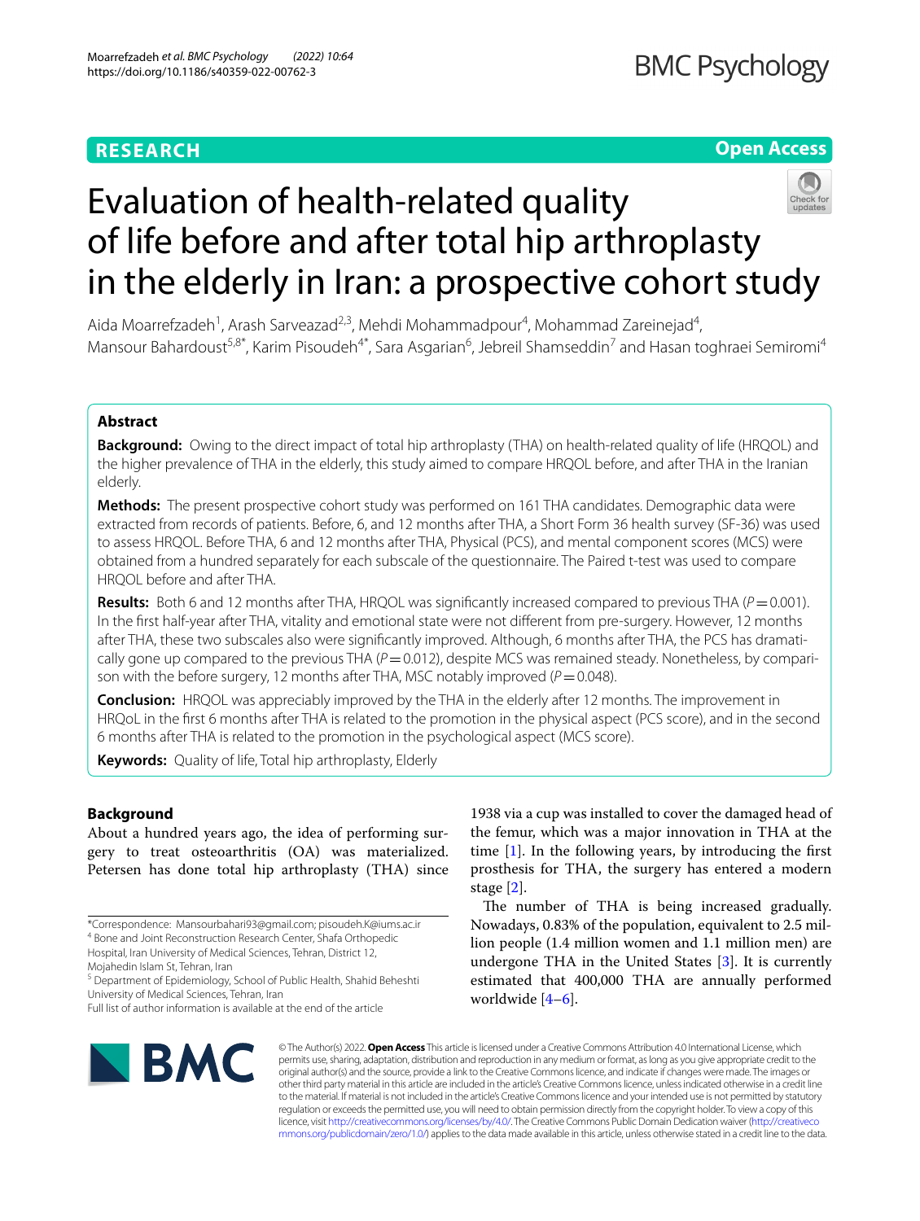RESEARCH

Open Access

# Evaluation of health-related quality of life before and after total hip arthroplasty in the elderly in Iran: a prospective cohort study

Aida Moarrefzadeh[1], Arash Sarveazad[2,3], Mehdi Mohammadpour[4], Mohammad Zareinejad[4], Mansour Bahardoust[5,8*], Karim Pisoudeh[4*], Sara Asgarian[6], Jebreil Shamseddin[7] and Hasan toghraei Semiromi[4]

## Abstract

**Background:** Owing to the direct impact of total hip arthroplasty (THA) on health-related quality of life (HRQOL) and the higher prevalence of THA in the elderly, this study aimed to compare HRQOL before, and after THA in the Iranian elderly.

**Methods:** The present prospective cohort study was performed on 161 THA candidates. Demographic data were extracted from records of patients. Before, 6, and 12 months after THA, a Short Form 36 health survey (SF-36) was used to assess HRQOL. Before THA, 6 and 12 months after THA, Physical (PCS), and mental component scores (MCS) were obtained from a hundred separately for each subscale of the questionnaire. The Paired t-test was used to compare HRQOL before and after THA.

**Results:** Both 6 and 12 months after THA, HRQOL was significantly increased compared to previous THA ($P=0.001$). In the first half-year after THA, vitality and emotional state were not different from pre-surgery. However, 12 months after THA, these two subscales also were significantly improved. Although, 6 months after THA, the PCS has dramatically gone up compared to the previous THA ($P=0.012$), despite MCS was remained steady. Nonetheless, by comparison with the before surgery, 12 months after THA, MSC notably improved ($P=0.048$).

**Conclusion:** HRQOL was appreciably improved by the THA in the elderly after 12 months. The improvement in HRQoL in the first 6 months after THA is related to the promotion in the physical aspect (PCS score), and in the second 6 months after THA is related to the promotion in the psychological aspect (MCS score).

**Keywords:** Quality of life, Total hip arthroplasty, Elderly

## Background

About a hundred years ago, the idea of performing surgery to treat osteoarthritis (OA) was materialized. Petersen has done total hip arthroplasty (THA) since 1938 via a cup was installed to cover the damaged head of the femur, which was a major innovation in THA at the time [1]. In the following years, by introducing the first prosthesis for THA, the surgery has entered a modern stage [2].

The number of THA is being increased gradually. Nowadays, 0.83% of the population, equivalent to 2.5 million people (1.4 million women and 1.1 million men) are undergone THA in the United States [3]. It is currently estimated that 400,000 THA are annually performed worldwide [4–6].

*Correspondence: Mansourbahari93@gmail.com; pisoudeh.K@iums.ac.ir
[4] Bone and Joint Reconstruction Research Center, Shafa Orthopedic Hospital, Iran University of Medical Sciences, Tehran, District 12, Mojahedin Islam St, Tehran, Iran
[5] Department of Epidemiology, School of Public Health, Shahid Beheshti University of Medical Sciences, Tehran, Iran
Full list of author information is available at the end of the article

© The Author(s) 2022. **Open Access** This article is licensed under a Creative Commons Attribution 4.0 International License, which permits use, sharing, adaptation, distribution and reproduction in any medium or format, as long as you give appropriate credit to the original author(s) and the source, provide a link to the Creative Commons licence, and indicate if changes were made. The images or other third party material in this article are included in the article's Creative Commons licence, unless indicated otherwise in a credit line to the material. If material is not included in the article's Creative Commons licence and your intended use is not permitted by statutory regulation or exceeds the permitted use, you will need to obtain permission directly from the copyright holder. To view a copy of this licence, visit http://creativecommons.org/licenses/by/4.0/. The Creative Commons Public Domain Dedication waiver (http://creativecommons.org/publicdomain/zero/1.0/) applies to the data made available in this article, unless otherwise stated in a credit line to the data.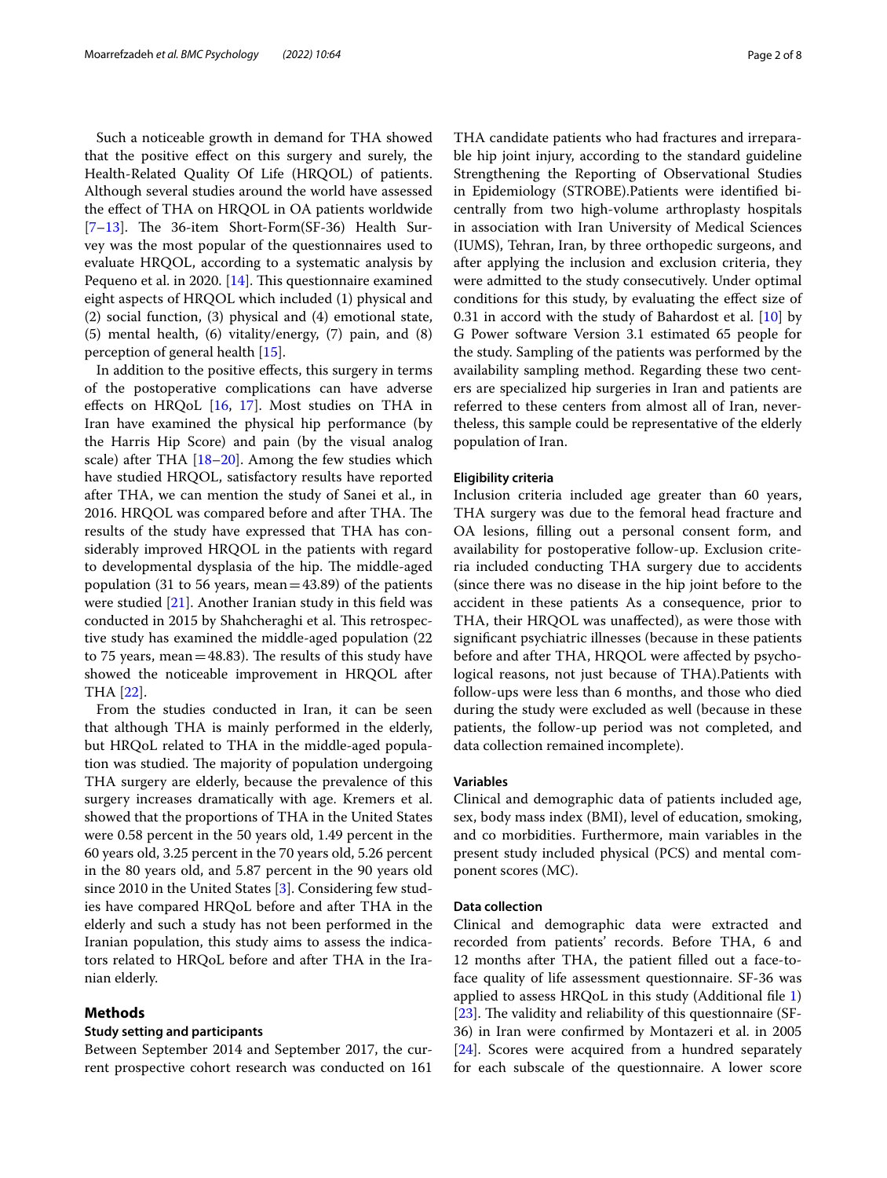Such a noticeable growth in demand for THA showed that the positive effect on this surgery and surely, the Health-Related Quality Of Life (HRQOL) of patients. Although several studies around the world have assessed the effect of THA on HRQOL in OA patients worldwide [7–13]. The 36-item Short-Form(SF-36) Health Survey was the most popular of the questionnaires used to evaluate HRQOL, according to a systematic analysis by Pequeno et al. in 2020. [14]. This questionnaire examined eight aspects of HRQOL which included (1) physical and (2) social function, (3) physical and (4) emotional state, (5) mental health, (6) vitality/energy, (7) pain, and (8) perception of general health [15].

In addition to the positive effects, this surgery in terms of the postoperative complications can have adverse effects on HRQoL [16, 17]. Most studies on THA in Iran have examined the physical hip performance (by the Harris Hip Score) and pain (by the visual analog scale) after THA [18–20]. Among the few studies which have studied HRQOL, satisfactory results have reported after THA, we can mention the study of Sanei et al., in 2016. HRQOL was compared before and after THA. The results of the study have expressed that THA has considerably improved HRQOL in the patients with regard to developmental dysplasia of the hip. The middle-aged population (31 to 56 years, mean = 43.89) of the patients were studied [21]. Another Iranian study in this field was conducted in 2015 by Shahcheraghi et al. This retrospective study has examined the middle-aged population (22 to 75 years, mean = 48.83). The results of this study have showed the noticeable improvement in HRQOL after THA [22].

From the studies conducted in Iran, it can be seen that although THA is mainly performed in the elderly, but HRQoL related to THA in the middle-aged population was studied. The majority of population undergoing THA surgery are elderly, because the prevalence of this surgery increases dramatically with age. Kremers et al. showed that the proportions of THA in the United States were 0.58 percent in the 50 years old, 1.49 percent in the 60 years old, 3.25 percent in the 70 years old, 5.26 percent in the 80 years old, and 5.87 percent in the 90 years old since 2010 in the United States [3]. Considering few studies have compared HRQoL before and after THA in the elderly and such a study has not been performed in the Iranian population, this study aims to assess the indicators related to HRQoL before and after THA in the Iranian elderly.

## Methods

### Study setting and participants

Between September 2014 and September 2017, the current prospective cohort research was conducted on 161 THA candidate patients who had fractures and irreparable hip joint injury, according to the standard guideline Strengthening the Reporting of Observational Studies in Epidemiology (STROBE).Patients were identified bicentrally from two high-volume arthroplasty hospitals in association with Iran University of Medical Sciences (IUMS), Tehran, Iran, by three orthopedic surgeons, and after applying the inclusion and exclusion criteria, they were admitted to the study consecutively. Under optimal conditions for this study, by evaluating the effect size of 0.31 in accord with the study of Bahardost et al. [10] by G Power software Version 3.1 estimated 65 people for the study. Sampling of the patients was performed by the availability sampling method. Regarding these two centers are specialized hip surgeries in Iran and patients are referred to these centers from almost all of Iran, nevertheless, this sample could be representative of the elderly population of Iran.

### Eligibility criteria

Inclusion criteria included age greater than 60 years, THA surgery was due to the femoral head fracture and OA lesions, filling out a personal consent form, and availability for postoperative follow-up. Exclusion criteria included conducting THA surgery due to accidents (since there was no disease in the hip joint before to the accident in these patients As a consequence, prior to THA, their HRQOL was unaffected), as were those with significant psychiatric illnesses (because in these patients before and after THA, HRQOL were affected by psychological reasons, not just because of THA).Patients with follow-ups were less than 6 months, and those who died during the study were excluded as well (because in these patients, the follow-up period was not completed, and data collection remained incomplete).

### Variables

Clinical and demographic data of patients included age, sex, body mass index (BMI), level of education, smoking, and co morbidities. Furthermore, main variables in the present study included physical (PCS) and mental component scores (MC).

### Data collection

Clinical and demographic data were extracted and recorded from patients' records. Before THA, 6 and 12 months after THA, the patient filled out a face-to-face quality of life assessment questionnaire. SF-36 was applied to assess HRQoL in this study (Additional file 1) [23]. The validity and reliability of this questionnaire (SF-36) in Iran were confirmed by Montazeri et al. in 2005 [24]. Scores were acquired from a hundred separately for each subscale of the questionnaire. A lower score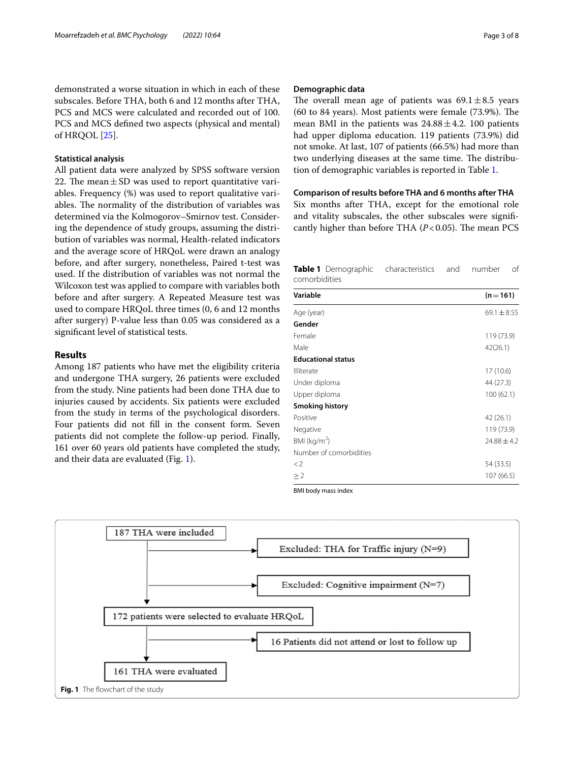demonstrated a worse situation in which in each of these subscales. Before THA, both 6 and 12 months after THA, PCS and MCS were calculated and recorded out of 100. PCS and MCS defined two aspects (physical and mental) of HRQOL [25].

### Statistical analysis

All patient data were analyzed by SPSS software version 22. The mean ± SD was used to report quantitative variables. Frequency (%) was used to report qualitative variables. The normality of the distribution of variables was determined via the Kolmogorov–Smirnov test. Considering the dependence of study groups, assuming the distribution of variables was normal, Health-related indicators and the average score of HRQoL were drawn an analogy before, and after surgery, nonetheless, Paired t-test was used. If the distribution of variables was not normal the Wilcoxon test was applied to compare with variables both before and after surgery. A Repeated Measure test was used to compare HRQoL three times (0, 6 and 12 months after surgery) P-value less than 0.05 was considered as a significant level of statistical tests.

## Results

Among 187 patients who have met the eligibility criteria and undergone THA surgery, 26 patients were excluded from the study. Nine patients had been done THA due to injuries caused by accidents. Six patients were excluded from the study in terms of the psychological disorders. Four patients did not fill in the consent form. Seven patients did not complete the follow-up period. Finally, 161 over 60 years old patients have completed the study, and their data are evaluated (Fig. 1).

### Demographic data

The overall mean age of patients was 69.1 ± 8.5 years (60 to 84 years). Most patients were female (73.9%). The mean BMI in the patients was 24.88 ± 4.2. 100 patients had upper diploma education. 119 patients (73.9%) did not smoke. At last, 107 of patients (66.5%) had more than two underlying diseases at the same time. The distribution of demographic variables is reported in Table 1.

### Comparison of results before THA and 6 months after THA

Six months after THA, except for the emotional role and vitality subscales, the other subscales were significantly higher than before THA ($P < 0.05$). The mean PCS

**Table 1** Demographic characteristics and number of comorbidities

| Variable | (n = 161) |
|---|---|
| Age (year) | 69.1 ± 8.55 |
| **Gender** | |
| Female | 119 (73.9) |
| Male | 42(26.1) |
| **Educational status** | |
| Illiterate | 17 (10.6) |
| Under diploma | 44 (27.3) |
| Upper diploma | 100 (62.1) |
| **Smoking history** | |
| Positive | 42 (26.1) |
| Negative | 119 (73.9) |
| BMI (kg/m$^2$) | 24.88 ± 4.2 |
| Number of comorbidities | |
| < 2 | 54 (33.5) |
| ≥ 2 | 107 (66.5) |

BMI body mass index

187 THA were included → Excluded: THA for Traffic injury (N=9)

→ Excluded: Cognitive impairment (N=7)

172 patients were selected to evaluate HRQoL → 16 Patients did not attend or lost to follow up

161 THA were evaluated

**Fig. 1** The flowchart of the study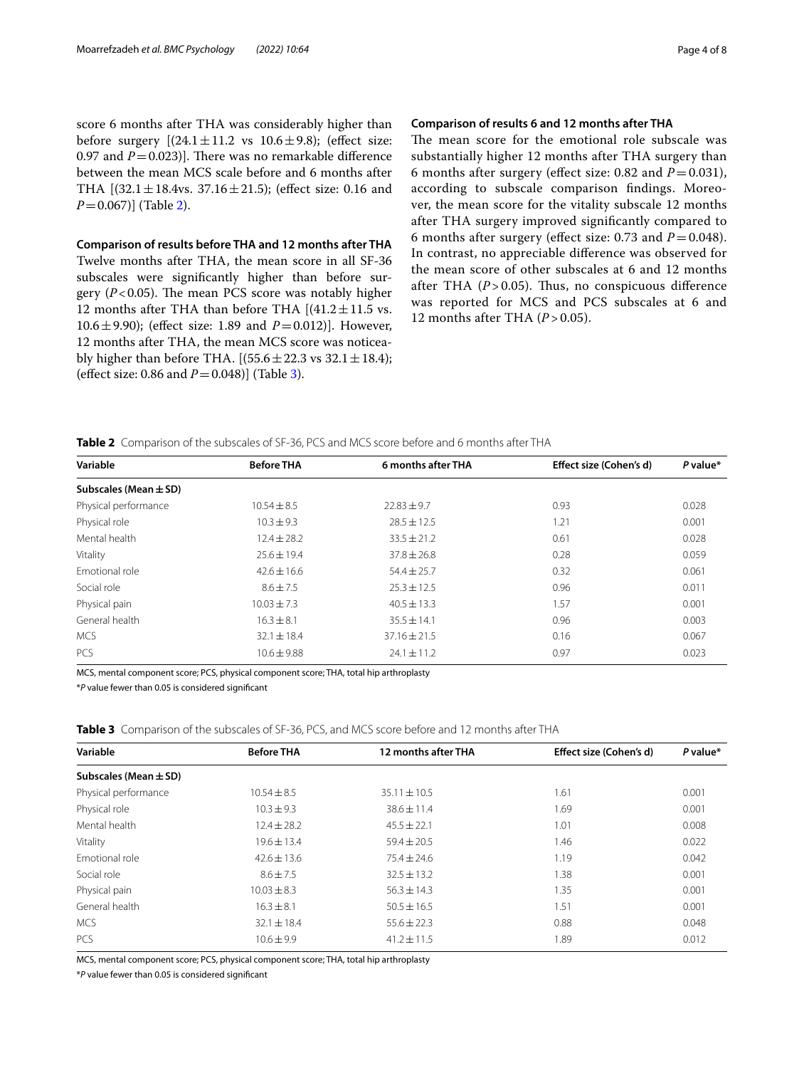score 6 months after THA was considerably higher than before surgery [(24.1 ± 11.2 vs 10.6 ± 9.8); (effect size: 0.97 and $P = 0.023$)]. There was no remarkable difference between the mean MCS scale before and 6 months after THA [(32.1 ± 18.4vs. 37.16 ± 21.5); (effect size: 0.16 and $P = 0.067$)] (Table 2).

### Comparison of results before THA and 12 months after THA

Twelve months after THA, the mean score in all SF-36 subscales were significantly higher than before surgery ($P < 0.05$). The mean PCS score was notably higher 12 months after THA than before THA [(41.2 ± 11.5 vs. 10.6 ± 9.90); (effect size: 1.89 and $P = 0.012$)]. However, 12 months after THA, the mean MCS score was noticeably higher than before THA. [(55.6 ± 22.3 vs 32.1 ± 18.4); (effect size: 0.86 and $P = 0.048$)] (Table 3).

### Comparison of results 6 and 12 months after THA

The mean score for the emotional role subscale was substantially higher 12 months after THA surgery than 6 months after surgery (effect size: 0.82 and $P = 0.031$), according to subscale comparison findings. Moreover, the mean score for the vitality subscale 12 months after THA surgery improved significantly compared to 6 months after surgery (effect size: 0.73 and $P = 0.048$). In contrast, no appreciable difference was observed for the mean score of other subscales at 6 and 12 months after THA ($P > 0.05$). Thus, no conspicuous difference was reported for MCS and PCS subscales at 6 and 12 months after THA ($P > 0.05$).

**Table 2** Comparison of the subscales of SF-36, PCS and MCS score before and 6 months after THA

| Variable | Before THA | 6 months after THA | Effect size (Cohen's d) | *P* value* |
|---|---|---|---|---|
| **Subscales (Mean ± SD)** | | | | |
| Physical performance | 10.54 ± 8.5 | 22.83 ± 9.7 | 0.93 | 0.028 |
| Physical role | 10.3 ± 9.3 | 28.5 ± 12.5 | 1.21 | 0.001 |
| Mental health | 12.4 ± 28.2 | 33.5 ± 21.2 | 0.61 | 0.028 |
| Vitality | 25.6 ± 19.4 | 37.8 ± 26.8 | 0.28 | 0.059 |
| Emotional role | 42.6 ± 16.6 | 54.4 ± 25.7 | 0.32 | 0.061 |
| Social role | 8.6 ± 7.5 | 25.3 ± 12.5 | 0.96 | 0.011 |
| Physical pain | 10.03 ± 7.3 | 40.5 ± 13.3 | 1.57 | 0.001 |
| General health | 16.3 ± 8.1 | 35.5 ± 14.1 | 0.96 | 0.003 |
| MCS | 32.1 ± 18.4 | 37.16 ± 21.5 | 0.16 | 0.067 |
| PCS | 10.6 ± 9.88 | 24.1 ± 11.2 | 0.97 | 0.023 |

MCS, mental component score; PCS, physical component score; THA, total hip arthroplasty

\**P* value fewer than 0.05 is considered significant

**Table 3** Comparison of the subscales of SF-36, PCS, and MCS score before and 12 months after THA

| Variable | Before THA | 12 months after THA | Effect size (Cohen's d) | *P* value* |
|---|---|---|---|---|
| **Subscales (Mean ± SD)** | | | | |
| Physical performance | 10.54 ± 8.5 | 35.11 ± 10.5 | 1.61 | 0.001 |
| Physical role | 10.3 ± 9.3 | 38.6 ± 11.4 | 1.69 | 0.001 |
| Mental health | 12.4 ± 28.2 | 45.5 ± 22.1 | 1.01 | 0.008 |
| Vitality | 19.6 ± 13.4 | 59.4 ± 20.5 | 1.46 | 0.022 |
| Emotional role | 42.6 ± 13.6 | 75.4 ± 24.6 | 1.19 | 0.042 |
| Social role | 8.6 ± 7.5 | 32.5 ± 13.2 | 1.38 | 0.001 |
| Physical pain | 10.03 ± 8.3 | 56.3 ± 14.3 | 1.35 | 0.001 |
| General health | 16.3 ± 8.1 | 50.5 ± 16.5 | 1.51 | 0.001 |
| MCS | 32.1 ± 18.4 | 55.6 ± 22.3 | 0.88 | 0.048 |
| PCS | 10.6 ± 9.9 | 41.2 ± 11.5 | 1.89 | 0.012 |

MCS, mental component score; PCS, physical component score; THA, total hip arthroplasty

\**P* value fewer than 0.05 is considered significant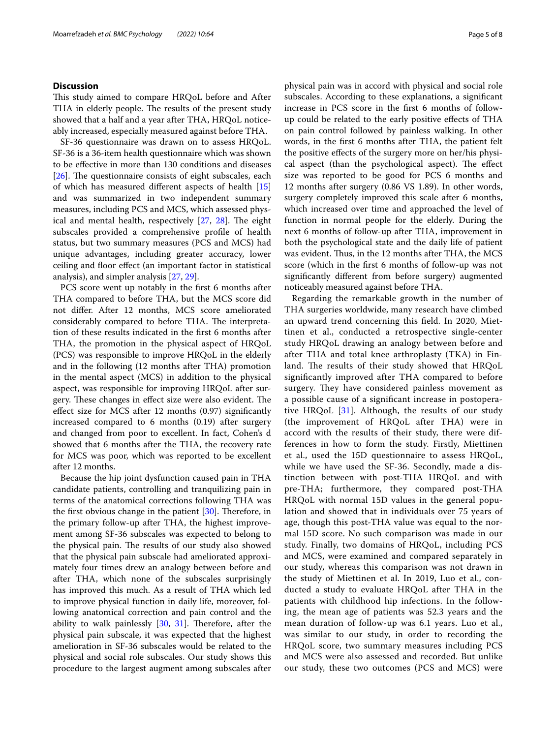## Discussion

This study aimed to compare HRQoL before and After THA in elderly people. The results of the present study showed that a half and a year after THA, HRQoL noticeably increased, especially measured against before THA.

SF-36 questionnaire was drawn on to assess HRQoL. SF-36 is a 36-item health questionnaire which was shown to be effective in more than 130 conditions and diseases [26]. The questionnaire consists of eight subscales, each of which has measured different aspects of health [15] and was summarized in two independent summary measures, including PCS and MCS, which assessed physical and mental health, respectively [27, 28]. The eight subscales provided a comprehensive profile of health status, but two summary measures (PCS and MCS) had unique advantages, including greater accuracy, lower ceiling and floor effect (an important factor in statistical analysis), and simpler analysis [27, 29].

PCS score went up notably in the first 6 months after THA compared to before THA, but the MCS score did not differ. After 12 months, MCS score ameliorated considerably compared to before THA. The interpretation of these results indicated in the first 6 months after THA, the promotion in the physical aspect of HRQoL (PCS) was responsible to improve HRQoL in the elderly and in the following (12 months after THA) promotion in the mental aspect (MCS) in addition to the physical aspect, was responsible for improving HRQoL after surgery. These changes in effect size were also evident. The effect size for MCS after 12 months (0.97) significantly increased compared to 6 months (0.19) after surgery and changed from poor to excellent. In fact, Cohen's d showed that 6 months after the THA, the recovery rate for MCS was poor, which was reported to be excellent after 12 months.

Because the hip joint dysfunction caused pain in THA candidate patients, controlling and tranquilizing pain in terms of the anatomical corrections following THA was the first obvious change in the patient [30]. Therefore, in the primary follow-up after THA, the highest improvement among SF-36 subscales was expected to belong to the physical pain. The results of our study also showed that the physical pain subscale had ameliorated approximately four times drew an analogy between before and after THA, which none of the subscales surprisingly has improved this much. As a result of THA which led to improve physical function in daily life, moreover, following anatomical correction and pain control and the ability to walk painlessly [30, 31]. Therefore, after the physical pain subscale, it was expected that the highest amelioration in SF-36 subscales would be related to the physical and social role subscales. Our study shows this procedure to the largest augment among subscales after physical pain was in accord with physical and social role subscales. According to these explanations, a significant increase in PCS score in the first 6 months of follow-up could be related to the early positive effects of THA on pain control followed by painless walking. In other words, in the first 6 months after THA, the patient felt the positive effects of the surgery more on her/his physical aspect (than the psychological aspect). The effect size was reported to be good for PCS 6 months and 12 months after surgery (0.86 VS 1.89). In other words, surgery completely improved this scale after 6 months, which increased over time and approached the level of function in normal people for the elderly. During the next 6 months of follow-up after THA, improvement in both the psychological state and the daily life of patient was evident. Thus, in the 12 months after THA, the MCS score (which in the first 6 months of follow-up was not significantly different from before surgery) augmented noticeably measured against before THA.

Regarding the remarkable growth in the number of THA surgeries worldwide, many research have climbed an upward trend concerning this field. In 2020, Miettinen et al., conducted a retrospective single-center study HRQoL drawing an analogy between before and after THA and total knee arthroplasty (TKA) in Finland. The results of their study showed that HRQoL significantly improved after THA compared to before surgery. They have considered painless movement as a possible cause of a significant increase in postoperative HRQoL [31]. Although, the results of our study (the improvement of HRQoL after THA) were in accord with the results of their study, there were differences in how to form the study. Firstly, Miettinen et al., used the 15D questionnaire to assess HRQoL, while we have used the SF-36. Secondly, made a distinction between with post-THA HRQoL and with pre-THA; furthermore, they compared post-THA HRQoL with normal 15D values in the general population and showed that in individuals over 75 years of age, though this post-THA value was equal to the normal 15D score. No such comparison was made in our study. Finally, two domains of HRQoL, including PCS and MCS, were examined and compared separately in our study, whereas this comparison was not drawn in the study of Miettinen et al. In 2019, Luo et al., conducted a study to evaluate HRQoL after THA in the patients with childhood hip infections. In the following, the mean age of patients was 52.3 years and the mean duration of follow-up was 6.1 years. Luo et al., was similar to our study, in order to recording the HRQoL score, two summary measures including PCS and MCS were also assessed and recorded. But unlike our study, these two outcomes (PCS and MCS) were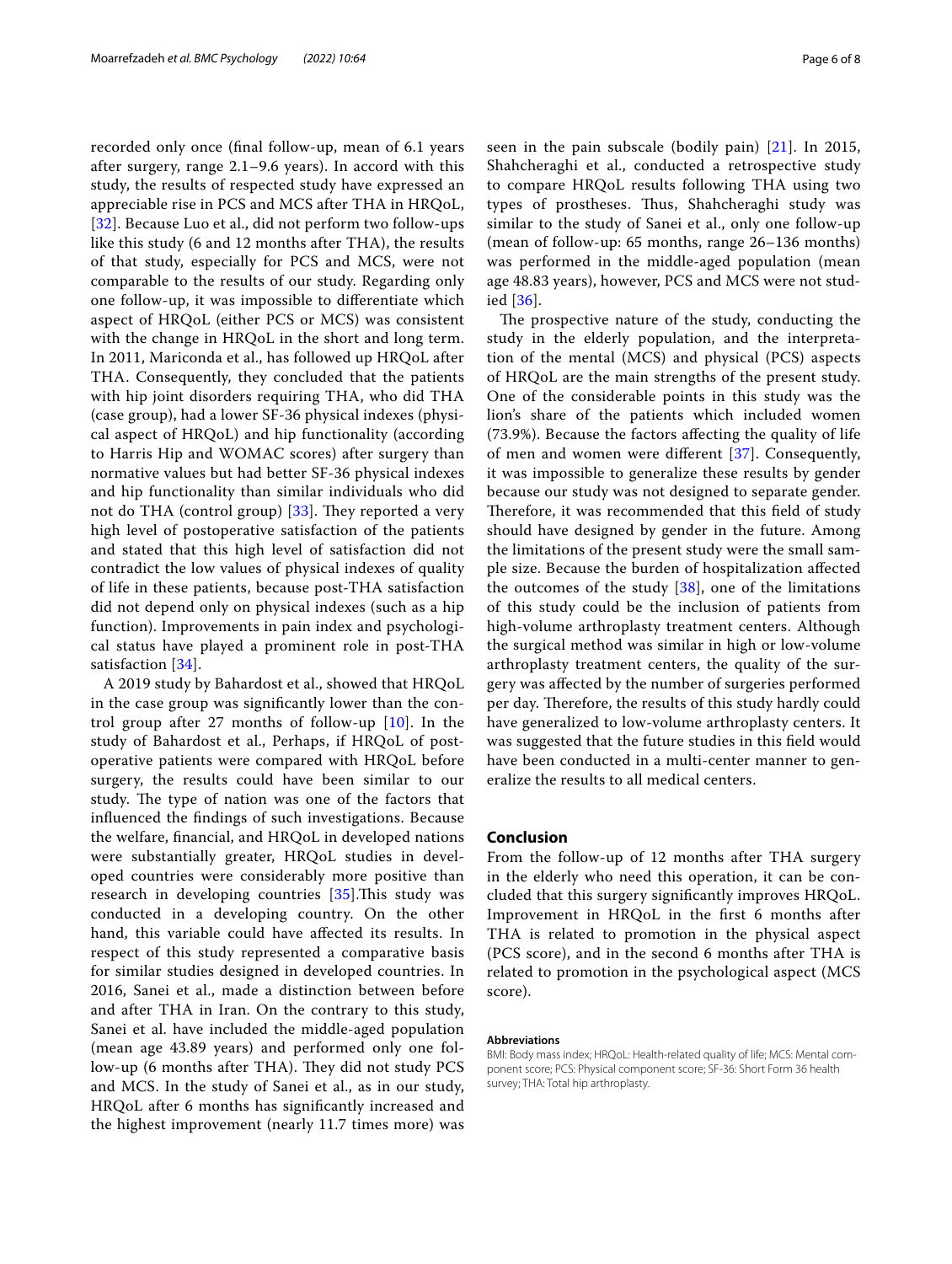recorded only once (final follow-up, mean of 6.1 years after surgery, range 2.1–9.6 years). In accord with this study, the results of respected study have expressed an appreciable rise in PCS and MCS after THA in HRQoL, [32]. Because Luo et al., did not perform two follow-ups like this study (6 and 12 months after THA), the results of that study, especially for PCS and MCS, were not comparable to the results of our study. Regarding only one follow-up, it was impossible to differentiate which aspect of HRQoL (either PCS or MCS) was consistent with the change in HRQoL in the short and long term. In 2011, Mariconda et al., has followed up HRQoL after THA. Consequently, they concluded that the patients with hip joint disorders requiring THA, who did THA (case group), had a lower SF-36 physical indexes (physical aspect of HRQoL) and hip functionality (according to Harris Hip and WOMAC scores) after surgery than normative values but had better SF-36 physical indexes and hip functionality than similar individuals who did not do THA (control group) [33]. They reported a very high level of postoperative satisfaction of the patients and stated that this high level of satisfaction did not contradict the low values of physical indexes of quality of life in these patients, because post-THA satisfaction did not depend only on physical indexes (such as a hip function). Improvements in pain index and psychological status have played a prominent role in post-THA satisfaction [34].

A 2019 study by Bahardost et al., showed that HRQoL in the case group was significantly lower than the control group after 27 months of follow-up [10]. In the study of Bahardost et al., Perhaps, if HRQoL of postoperative patients were compared with HRQoL before surgery, the results could have been similar to our study. The type of nation was one of the factors that influenced the findings of such investigations. Because the welfare, financial, and HRQoL in developed nations were substantially greater, HRQoL studies in developed countries were considerably more positive than research in developing countries [35].This study was conducted in a developing country. On the other hand, this variable could have affected its results. In respect of this study represented a comparative basis for similar studies designed in developed countries. In 2016, Sanei et al., made a distinction between before and after THA in Iran. On the contrary to this study, Sanei et al. have included the middle-aged population (mean age 43.89 years) and performed only one follow-up (6 months after THA). They did not study PCS and MCS. In the study of Sanei et al., as in our study, HRQoL after 6 months has significantly increased and the highest improvement (nearly 11.7 times more) was seen in the pain subscale (bodily pain) [21]. In 2015, Shahcheraghi et al., conducted a retrospective study to compare HRQoL results following THA using two types of prostheses. Thus, Shahcheraghi study was similar to the study of Sanei et al., only one follow-up (mean of follow-up: 65 months, range 26–136 months) was performed in the middle-aged population (mean age 48.83 years), however, PCS and MCS were not studied [36].

The prospective nature of the study, conducting the study in the elderly population, and the interpretation of the mental (MCS) and physical (PCS) aspects of HRQoL are the main strengths of the present study. One of the considerable points in this study was the lion's share of the patients which included women (73.9%). Because the factors affecting the quality of life of men and women were different [37]. Consequently, it was impossible to generalize these results by gender because our study was not designed to separate gender. Therefore, it was recommended that this field of study should have designed by gender in the future. Among the limitations of the present study were the small sample size. Because the burden of hospitalization affected the outcomes of the study [38], one of the limitations of this study could be the inclusion of patients from high-volume arthroplasty treatment centers. Although the surgical method was similar in high or low-volume arthroplasty treatment centers, the quality of the surgery was affected by the number of surgeries performed per day. Therefore, the results of this study hardly could have generalized to low-volume arthroplasty centers. It was suggested that the future studies in this field would have been conducted in a multi-center manner to generalize the results to all medical centers.

## Conclusion

From the follow-up of 12 months after THA surgery in the elderly who need this operation, it can be concluded that this surgery significantly improves HRQoL. Improvement in HRQoL in the first 6 months after THA is related to promotion in the physical aspect (PCS score), and in the second 6 months after THA is related to promotion in the psychological aspect (MCS score).

#### Abbreviations

BMI: Body mass index; HRQoL: Health-related quality of life; MCS: Mental component score; PCS: Physical component score; SF-36: Short Form 36 health survey; THA: Total hip arthroplasty.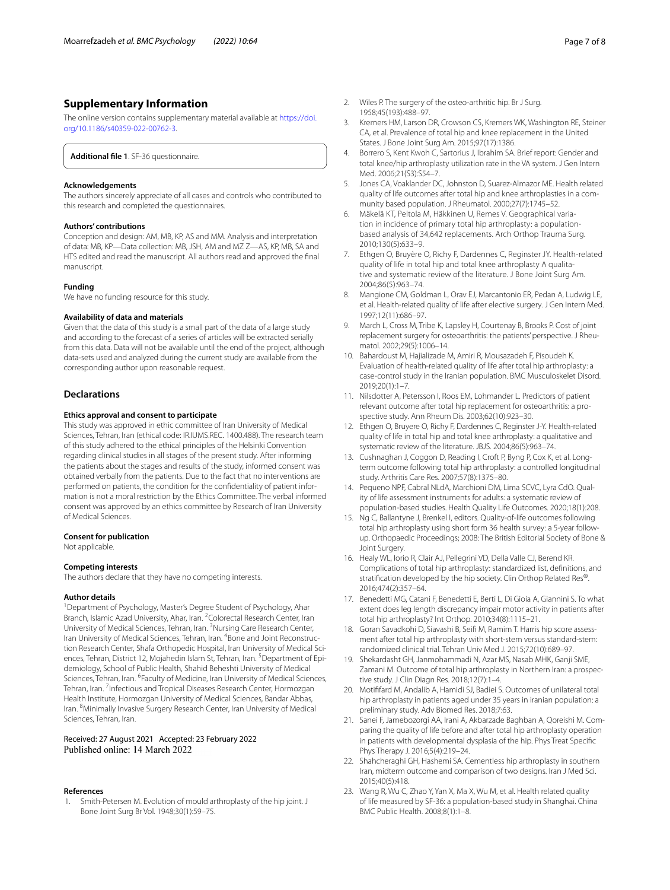## Supplementary Information

The online version contains supplementary material available at https://doi.org/10.1186/s40359-022-00762-3.

**Additional file 1**. SF-36 questionnaire.

### Acknowledgements

The authors sincerely appreciate of all cases and controls who contributed to this research and completed the questionnaires.

### Authors' contributions

Conception and design: AM, MB, KP, AS and MM. Analysis and interpretation of data: MB, KP—Data collection: MB, JSH, AM and MZ Z—AS, KP, MB, SA and HTS edited and read the manuscript. All authors read and approved the final manuscript.

### Funding

We have no funding resource for this study.

### Availability of data and materials

Given that the data of this study is a small part of the data of a large study and according to the forecast of a series of articles will be extracted serially from this data. Data will not be available until the end of the project, although data-sets used and analyzed during the current study are available from the corresponding author upon reasonable request.

## Declarations

### Ethics approval and consent to participate

This study was approved in ethic committee of Iran University of Medical Sciences, Tehran, Iran (ethical code: IR.IUMS.REC. 1400.488). The research team of this study adhered to the ethical principles of the Helsinki Convention regarding clinical studies in all stages of the present study. After informing the patients about the stages and results of the study, informed consent was obtained verbally from the patients. Due to the fact that no interventions are performed on patients, the condition for the confidentiality of patient information is not a moral restriction by the Ethics Committee. The verbal informed consent was approved by an ethics committee by Research of Iran University of Medical Sciences.

### Consent for publication

Not applicable.

### Competing interests

The authors declare that they have no competing interests.

### Author details

[1]Department of Psychology, Master's Degree Student of Psychology, Ahar Branch, Islamic Azad University, Ahar, Iran. [2]Colorectal Research Center, Iran University of Medical Sciences, Tehran, Iran. [3]Nursing Care Research Center, Iran University of Medical Sciences, Tehran, Iran. [4]Bone and Joint Reconstruction Research Center, Shafa Orthopedic Hospital, Iran University of Medical Sciences, Tehran, District 12, Mojahedin Islam St, Tehran, Iran. [5]Department of Epidemiology, School of Public Health, Shahid Beheshti University of Medical Sciences, Tehran, Iran. [6]Faculty of Medicine, Iran University of Medical Sciences, Tehran, Iran. [7]Infectious and Tropical Diseases Research Center, Hormozgan Health Institute, Hormozgan University of Medical Sciences, Bandar Abbas, Iran. [8]Minimally Invasive Surgery Research Center, Iran University of Medical Sciences, Tehran, Iran.

Received: 27 August 2021 Accepted: 23 February 2022
Published online: 14 March 2022

### References

1. Smith-Petersen M. Evolution of mould arthroplasty of the hip joint. J Bone Joint Surg Br Vol. 1948;30(1):59–75.
2. Wiles P. The surgery of the osteo-arthritic hip. Br J Surg. 1958;45(193):488–97.
3. Kremers HM, Larson DR, Crowson CS, Kremers WK, Washington RE, Steiner CA, et al. Prevalence of total hip and knee replacement in the United States. J Bone Joint Surg Am. 2015;97(17):1386.
4. Borrero S, Kent Kwoh C, Sartorius J, Ibrahim SA. Brief report: Gender and total knee/hip arthroplasty utilization rate in the VA system. J Gen Intern Med. 2006;21(S3):S54–7.
5. Jones CA, Voaklander DC, Johnston D, Suarez-Almazor ME. Health related quality of life outcomes after total hip and knee arthroplasties in a community based population. J Rheumatol. 2000;27(7):1745–52.
6. Mäkelä KT, Peltola M, Häkkinen U, Remes V. Geographical variation in incidence of primary total hip arthroplasty: a population-based analysis of 34,642 replacements. Arch Orthop Trauma Surg. 2010;130(5):633–9.
7. Ethgen O, Bruyère O, Richy F, Dardennes C, Reginster JY. Health-related quality of life in total hip and total knee arthroplasty A qualitative and systematic review of the literature. J Bone Joint Surg Am. 2004;86(5):963–74.
8. Mangione CM, Goldman L, Orav EJ, Marcantonio ER, Pedan A, Ludwig LE, et al. Health-related quality of life after elective surgery. J Gen Intern Med. 1997;12(11):686–97.
9. March L, Cross M, Tribe K, Lapsley H, Courtenay B, Brooks P. Cost of joint replacement surgery for osteoarthritis: the patients' perspective. J Rheumatol. 2002;29(5):1006–14.
10. Bahardoust M, Hajializade M, Amiri R, Mousazadeh F, Pisoudeh K. Evaluation of health-related quality of life after total hip arthroplasty: a case-control study in the Iranian population. BMC Musculoskelet Disord. 2019;20(1):1–7.
11. Nilsdotter A, Petersson I, Roos EM, Lohmander L. Predictors of patient relevant outcome after total hip replacement for osteoarthritis: a prospective study. Ann Rheum Dis. 2003;62(10):923–30.
12. Ethgen O, Bruyere O, Richy F, Dardennes C, Reginster J-Y. Health-related quality of life in total hip and total knee arthroplasty: a qualitative and systematic review of the literature. JBJS. 2004;86(5):963–74.
13. Cushnaghan J, Coggon D, Reading I, Croft P, Byng P, Cox K, et al. Long-term outcome following total hip arthroplasty: a controlled longitudinal study. Arthritis Care Res. 2007;57(8):1375–80.
14. Pequeno NPF, Cabral NLdA, Marchioni DM, Lima SCVC, Lyra CdO. Quality of life assessment instruments for adults: a systematic review of population-based studies. Health Quality Life Outcomes. 2020;18(1):208.
15. Ng C, Ballantyne J, Brenkel I, editors. Quality-of-life outcomes following total hip arthroplasty using short form 36 health survey: a 5-year follow-up. Orthopaedic Proceedings; 2008: The British Editorial Society of Bone & Joint Surgery.
16. Healy WL, Iorio R, Clair AJ, Pellegrini VD, Della Valle CJ, Berend KR. Complications of total hip arthroplasty: standardized list, definitions, and stratification developed by the hip society. Clin Orthop Related Res®. 2016;474(2):357–64.
17. Benedetti MG, Catani F, Benedetti E, Berti L, Di Gioia A, Giannini S. To what extent does leg length discrepancy impair motor activity in patients after total hip arthroplasty? Int Orthop. 2010;34(8):1115–21.
18. Goran Savadkohi D, Siavashi B, Seifi M, Ramim T. Harris hip score assessment after total hip arthroplasty with short-stem versus standard-stem: randomized clinical trial. Tehran Univ Med J. 2015;72(10):689–97.
19. Shekardasht GH, Janmohammadi N, Azar MS, Nasab MHK, Ganji SME, Zamani M. Outcome of total hip arthroplasty in Northern Iran: a prospective study. J Clin Diagn Res. 2018;12(7):1–4.
20. Motififard M, Andalib A, Hamidi SJ, Badiei S. Outcomes of unilateral total hip arthroplasty in patients aged under 35 years in iranian population: a preliminary study. Adv Biomed Res. 2018;7:63.
21. Sanei F, Jamebozorgi AA, Irani A, Akbarzade Baghban A, Qoreishi M. Comparing the quality of life before and after total hip arthroplasty operation in patients with developmental dysplasia of the hip. Phys Treat Specific Phys Therapy J. 2016;5(4):219–24.
22. Shahcheraghi GH, Hashemi SA. Cementless hip arthroplasty in southern Iran, midterm outcome and comparison of two designs. Iran J Med Sci. 2015;40(5):418.
23. Wang R, Wu C, Zhao Y, Yan X, Ma X, Wu M, et al. Health related quality of life measured by SF-36: a population-based study in Shanghai. China BMC Public Health. 2008;8(1):1–8.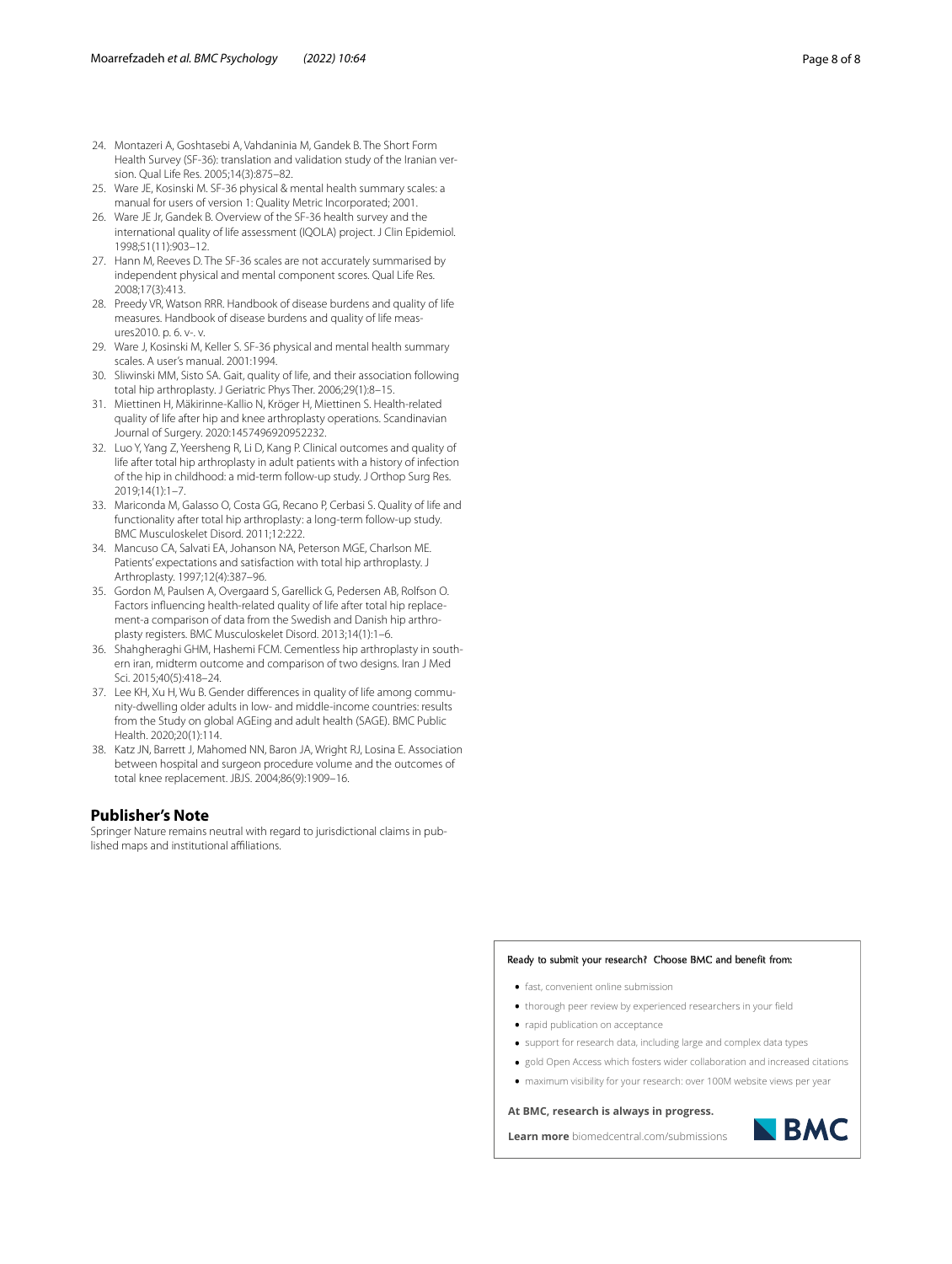24. Montazeri A, Goshtasebi A, Vahdaninia M, Gandek B. The Short Form Health Survey (SF-36): translation and validation study of the Iranian version. Qual Life Res. 2005;14(3):875–82.
25. Ware JE, Kosinski M. SF-36 physical & mental health summary scales: a manual for users of version 1: Quality Metric Incorporated; 2001.
26. Ware JE Jr, Gandek B. Overview of the SF-36 health survey and the international quality of life assessment (IQOLA) project. J Clin Epidemiol. 1998;51(11):903–12.
27. Hann M, Reeves D. The SF-36 scales are not accurately summarised by independent physical and mental component scores. Qual Life Res. 2008;17(3):413.
28. Preedy VR, Watson RRR. Handbook of disease burdens and quality of life measures. Handbook of disease burdens and quality of life measures2010. p. 6. v-. v.
29. Ware J, Kosinski M, Keller S. SF-36 physical and mental health summary scales. A user's manual. 2001:1994.
30. Sliwinski MM, Sisto SA. Gait, quality of life, and their association following total hip arthroplasty. J Geriatric Phys Ther. 2006;29(1):8–15.
31. Miettinen H, Mäkirinne-Kallio N, Kröger H, Miettinen S. Health-related quality of life after hip and knee arthroplasty operations. Scandinavian Journal of Surgery. 2020:1457496920952232.
32. Luo Y, Yang Z, Yeersheng R, Li D, Kang P. Clinical outcomes and quality of life after total hip arthroplasty in adult patients with a history of infection of the hip in childhood: a mid-term follow-up study. J Orthop Surg Res. 2019;14(1):1–7.
33. Mariconda M, Galasso O, Costa GG, Recano P, Cerbasi S. Quality of life and functionality after total hip arthroplasty: a long-term follow-up study. BMC Musculoskelet Disord. 2011;12:222.
34. Mancuso CA, Salvati EA, Johanson NA, Peterson MGE, Charlson ME. Patients' expectations and satisfaction with total hip arthroplasty. J Arthroplasty. 1997;12(4):387–96.
35. Gordon M, Paulsen A, Overgaard S, Garellick G, Pedersen AB, Rolfson O. Factors influencing health-related quality of life after total hip replacement-a comparison of data from the Swedish and Danish hip arthroplasty registers. BMC Musculoskelet Disord. 2013;14(1):1–6.
36. Shahgheraghi GHM, Hashemi FCM. Cementless hip arthroplasty in southern iran, midterm outcome and comparison of two designs. Iran J Med Sci. 2015;40(5):418–24.
37. Lee KH, Xu H, Wu B. Gender differences in quality of life among community-dwelling older adults in low- and middle-income countries: results from the Study on global AGEing and adult health (SAGE). BMC Public Health. 2020;20(1):114.
38. Katz JN, Barrett J, Mahomed NN, Baron JA, Wright RJ, Losina E. Association between hospital and surgeon procedure volume and the outcomes of total knee replacement. JBJS. 2004;86(9):1909–16.

## Publisher's Note

Springer Nature remains neutral with regard to jurisdictional claims in published maps and institutional affiliations.

Ready to submit your research? Choose BMC and benefit from:

- fast, convenient online submission
- thorough peer review by experienced researchers in your field
- rapid publication on acceptance
- support for research data, including large and complex data types
- gold Open Access which fosters wider collaboration and increased citations
- maximum visibility for your research: over 100M website views per year

**At BMC, research is always in progress.**

**Learn more** biomedcentral.com/submissions

BMC